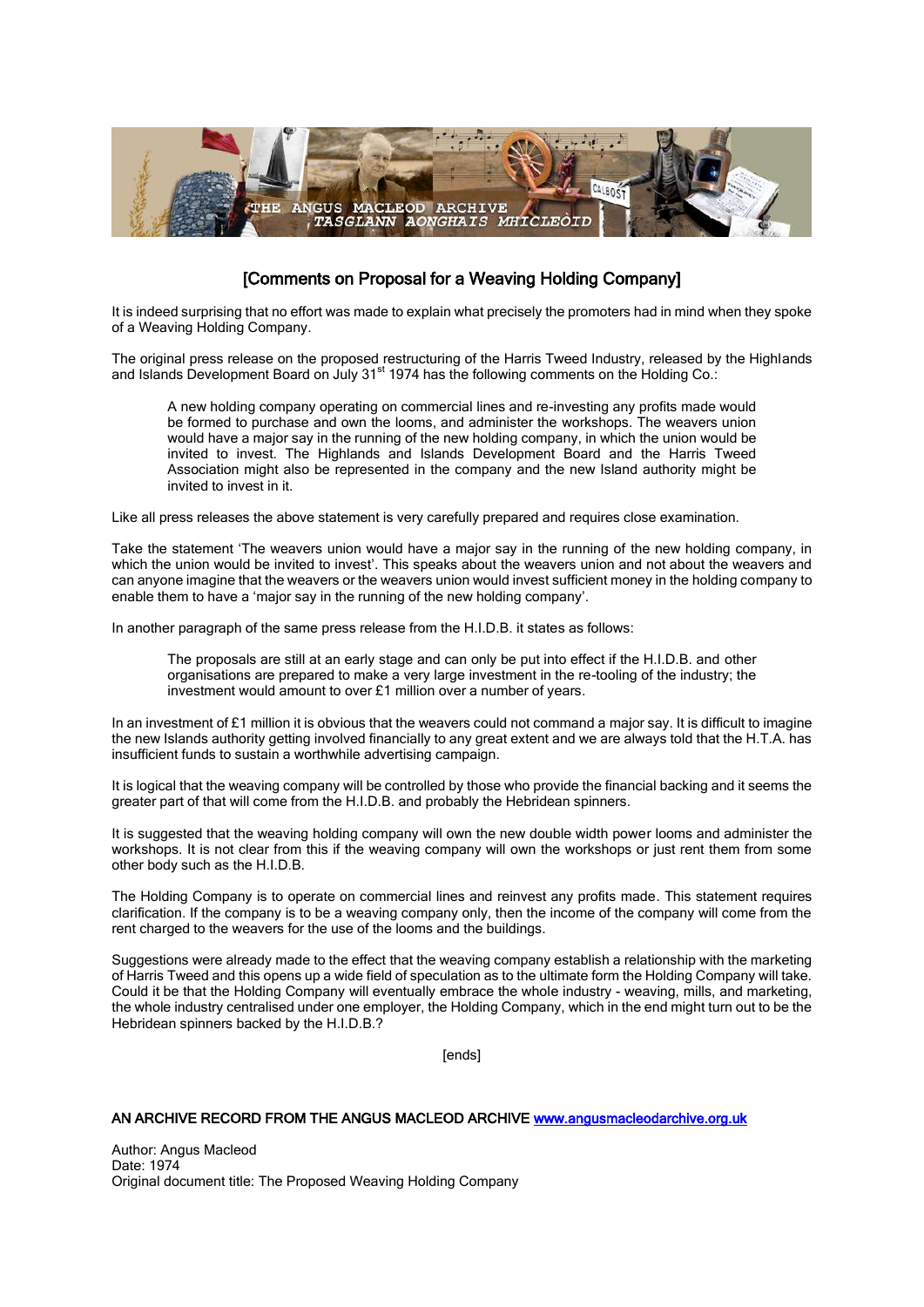# [Comments on Proposal for a Weaving Holding Company]

It is indeed surprising that no effort was made to explain what precisely the promoters had in mind when they spoke of a Weaving Holding Company.

The original press release on the proposed restructuring of the Harris Tweed Industry, released by the Highlands and Islands Development Board on July 31st 1974 has the following comments on the Holding Co.:

> A new holding company operating on commercial lines and re-investing any profits made would be formed to purchase and own the looms, and administer the workshops. The weavers union would have a major say in the running of the new holding company, in which the union would be invited to invest. The Highlands and Islands Development Board and the Harris Tweed Association might also be represented in the company and the new Island authority might be invited to invest in it.

Like all press releases the above statement is very carefully prepared and requires close examination.

Take the statement 'The weavers union would have a major say in the running of the new holding company, in which the union would be invited to invest'. This speaks about the weavers union and not about the weavers and can anyone imagine that the weavers or the weavers union would invest sufficient money in the holding company to enable them to have a 'major say in the running of the new holding company'.

In another paragraph of the same press release from the H.I.D.B. it states as follows:

> The proposals are still at an early stage and can only be put into effect if the H.I.D.B. and other organisations are prepared to make a very large investment in the re-tooling of the industry; the investment would amount to over £1 million over a number of years.

In an investment of £1 million it is obvious that the weavers could not command a major say. It is difficult to imagine the new Islands authority getting involved financially to any great extent and we are always told that the H.T.A. has insufficient funds to sustain a worthwhile advertising campaign.

It is logical that the weaving company will be controlled by those who provide the financial backing and it seems the greater part of that will come from the H.I.D.B. and probably the Hebridean spinners.

It is suggested that the weaving holding company will own the new double width power looms and administer the workshops. It is not clear from this if the weaving company will own the workshops or just rent them from some other body such as the H.I.D.B.

The Holding Company is to operate on commercial lines and reinvest any profits made. This statement requires clarification. If the company is to be a weaving company only, then the income of the company will come from the rent charged to the weavers for the use of the looms and the buildings.

Suggestions were already made to the effect that the weaving company establish a relationship with the marketing of Harris Tweed and this opens up a wide field of speculation as to the ultimate form the Holding Company will take. Could it be that the Holding Company will eventually embrace the whole industry - weaving, mills, and marketing, the whole industry centralised under one employer, the Holding Company, which in the end might turn out to be the Hebridean spinners backed by the H.I.D.B.?

[ends]

**AN ARCHIVE RECORD FROM THE ANGUS MACLEOD ARCHIVE www.angusmacleodarchive.org.uk**

Author: Angus Macleod
Date: 1974
Original document title: The Proposed Weaving Holding Company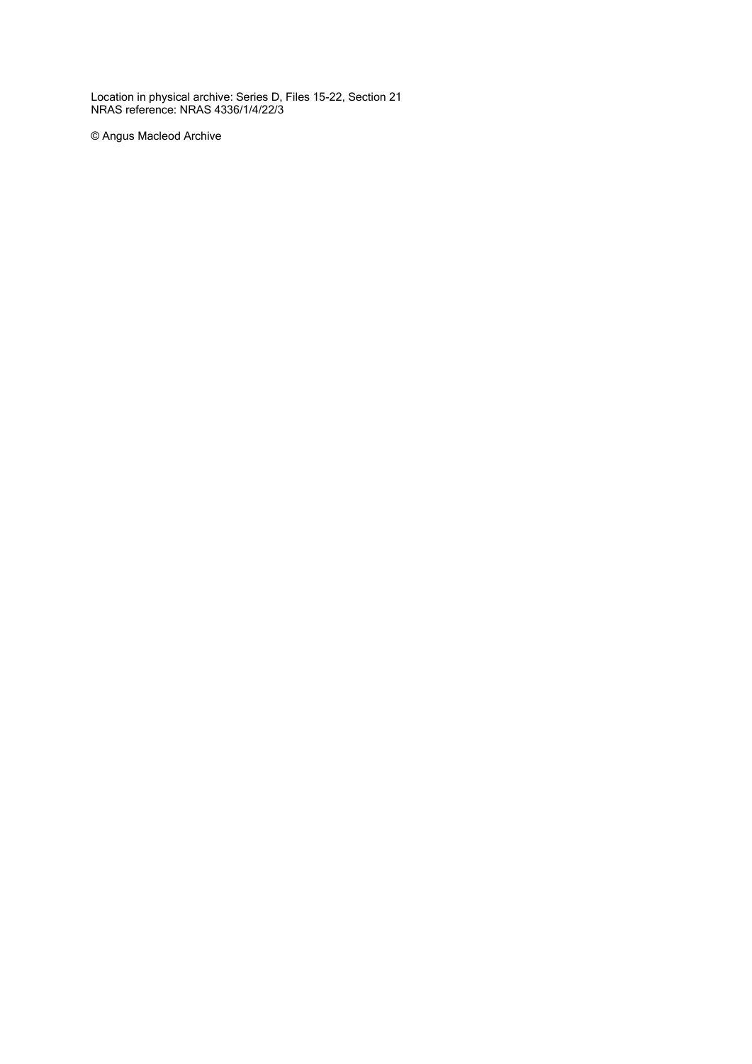Location in physical archive: Series D, Files 15-22, Section 21
NRAS reference: NRAS 4336/1/4/22/3

© Angus Macleod Archive